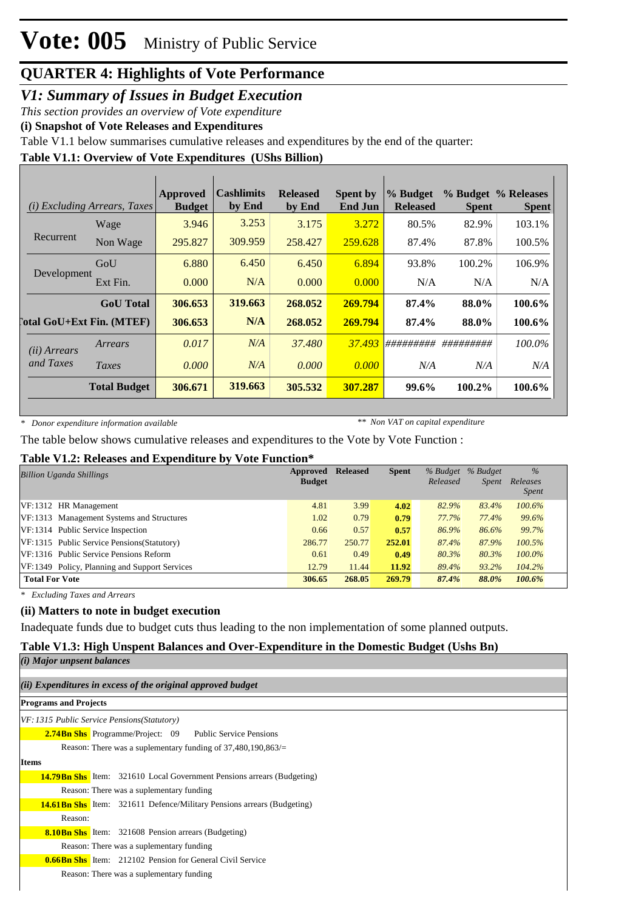# Vote: 005 Ministry of Public Service

## QUARTER 4: Highlights of Vote Performance

### V1: Summary of Issues in Budget Execution

*This section provides an overview of Vote expenditure*

**(i) Snapshot of Vote Releases and Expenditures**

Table V1.1 below summarises cumulative releases and expenditures by the end of the quarter:

**Table V1.1: Overview of Vote Expenditures (UShs Billion)**

| *(i) Excluding Arrears, Taxes* | | Approved Budget | Cashlimits by End | Released by End | Spent by End Jun | % Budget Released | % Budget Spent | % Releases Spent |
|---|---|---|---|---|---|---|---|---|
| Recurrent | Wage | 3.946 | 3.253 | 3.175 | 3.272 | 80.5% | 82.9% | 103.1% |
| | Non Wage | 295.827 | 309.959 | 258.427 | 259.628 | 87.4% | 87.8% | 100.5% |
| Development | GoU | 6.880 | 6.450 | 6.450 | 6.894 | 93.8% | 100.2% | 106.9% |
| | Ext Fin. | 0.000 | N/A | 0.000 | 0.000 | N/A | N/A | N/A |
| | **GoU Total** | **306.653** | **319.663** | **268.052** | **269.794** | **87.4%** | **88.0%** | **100.6%** |
| **Total GoU+Ext Fin. (MTEF)** | | **306.653** | **N/A** | **268.052** | **269.794** | **87.4%** | **88.0%** | **100.6%** |
| *(ii) Arrears and Taxes* | *Arrears* | *0.017* | *N/A* | *37.480* | *37.493* | *#########* | *#########* | *100.0%* |
| | *Taxes* | *0.000* | *N/A* | *0.000* | *0.000* | *N/A* | *N/A* | *N/A* |
| | **Total Budget** | **306.671** | **319.663** | **305.532** | **307.287** | **99.6%** | **100.2%** | **100.6%** |

\* *Donor expenditure information available* ** *Non VAT on capital expenditure*

The table below shows cumulative releases and expenditures to the Vote by Vote Function :

**Table V1.2: Releases and Expenditure by Vote Function***

| *Billion Uganda Shillings* | Approved Budget | Released | Spent | *% Budget Released* | *% Budget Spent* | *% Releases Spent* |
|---|---|---|---|---|---|---|
| VF:1312 HR Management | 4.81 | 3.99 | **4.02** | *82.9%* | *83.4%* | *100.6%* |
| VF:1313 Management Systems and Structures | 1.02 | 0.79 | **0.79** | *77.7%* | *77.4%* | *99.6%* |
| VF:1314 Public Service Inspection | 0.66 | 0.57 | **0.57** | *86.9%* | *86.6%* | *99.7%* |
| VF:1315 Public Service Pensions(Statutory) | 286.77 | 250.77 | **252.01** | *87.4%* | *87.9%* | *100.5%* |
| VF:1316 Public Service Pensions Reform | 0.61 | 0.49 | **0.49** | *80.3%* | *80.3%* | *100.0%* |
| VF:1349 Policy, Planning and Support Services | 12.79 | 11.44 | **11.92** | *89.4%* | *93.2%* | *104.2%* |
| **Total For Vote** | **306.65** | **268.05** | **269.79** | ***87.4%*** | ***88.0%*** | ***100.6%*** |

\* *Excluding Taxes and Arrears*

**(ii) Matters to note in budget execution**

Inadequate funds due to budget cuts thus leading to the non implementation of some planned outputs.

**Table V1.3: High Unspent Balances and Over-Expenditure in the Domestic Budget (Ushs Bn)**

***(i) Major unpsent balances***

***(ii) Expenditures in excess of the original approved budget***

**Programs and Projects**

*VF: 1315 Public Service Pensions(Statutory)*

**2.74Bn Shs** Programme/Project: 09 Public Service Pensions

Reason: There was a suplementary funding of 37,480,190,863/=

**Items**

**14.79Bn Shs** Item: 321610 Local Government Pensions arrears (Budgeting)

Reason: There was a suplementary funding

**14.61Bn Shs** Item: 321611 Defence/Military Pensions arrears (Budgeting)

Reason:

**8.10Bn Shs** Item: 321608 Pension arrears (Budgeting)

Reason: There was a suplementary funding

**0.66Bn Shs** Item: 212102 Pension for General Civil Service

Reason: There was a suplementary funding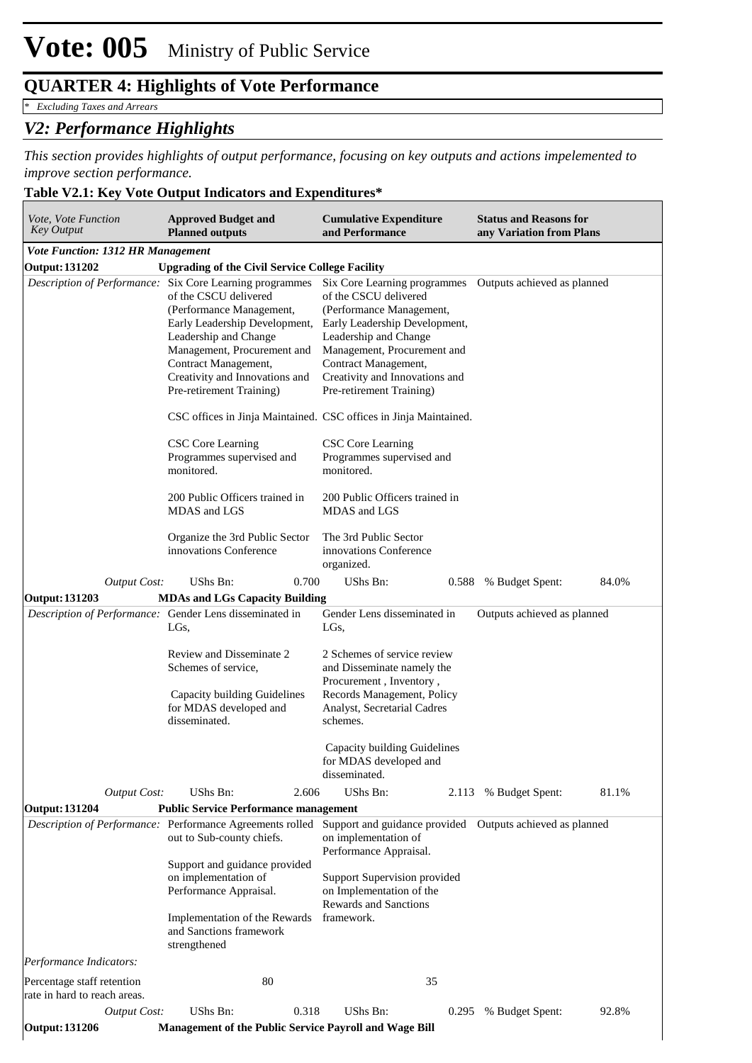# Vote: 005 Ministry of Public Service

## QUARTER 4: Highlights of Vote Performance

*\* Excluding Taxes and Arrears*

## *V2: Performance Highlights*

*This section provides highlights of output performance, focusing on key outputs and actions impelemented to improve section performance.*

### Table V2.1: Key Vote Output Indicators and Expenditures*

| *Vote, Vote Function Key Output* | **Approved Budget and Planned outputs** | **Cumulative Expenditure and Performance** | **Status and Reasons for any Variation from Plans** |
|---|---|---|---|
| ***Vote Function: 1312 HR Management*** | | | |
| **Output: 131202** | **Upgrading of the Civil Service College Facility** | | |
| *Description of Performance:* | Six Core Learning programmes of the CSCU delivered (Performance Management, Early Leadership Development, Leadership and Change Management, Procurement and Contract Management, Creativity and Innovations and Pre-retirement Training)<br><br>CSC offices in Jinja Maintained.<br><br>CSC Core Learning Programmes supervised and monitored.<br><br>200 Public Officers trained in MDAS and LGS<br><br>Organize the 3rd Public Sector innovations Conference | Six Core Learning programmes of the CSCU delivered (Performance Management, Early Leadership Development, Leadership and Change Management, Procurement and Contract Management, Creativity and Innovations and Pre-retirement Training)<br><br>CSC offices in Jinja Maintained.<br><br>CSC Core Learning Programmes supervised and monitored.<br><br>200 Public Officers trained in MDAS and LGS<br><br>The 3rd Public Sector innovations Conference organized. | Outputs achieved as planned |
| *Output Cost:* | UShs Bn: 0.700 | UShs Bn: 0.588 | % Budget Spent: 84.0% |
| **Output: 131203** | **MDAs and LGs Capacity Building** | | |
| *Description of Performance:* | Gender Lens disseminated in LGs,<br><br>Review and Disseminate 2 Schemes of service,<br><br>Capacity building Guidelines for MDAS developed and disseminated. | Gender Lens disseminated in LGs,<br><br>2 Schemes of service review and Disseminate namely the Procurement , Inventory , Records Management, Policy Analyst, Secretarial Cadres schemes.<br><br>Capacity building Guidelines for MDAS developed and disseminated. | Outputs achieved as planned |
| *Output Cost:* | UShs Bn: 2.606 | UShs Bn: 2.113 | % Budget Spent: 81.1% |
| **Output: 131204** | **Public Service Performance management** | | |
| *Description of Performance:* | Performance Agreements rolled out to Sub-county chiefs.<br><br>Support and guidance provided on implementation of Performance Appraisal.<br><br>Implementation of the Rewards and Sanctions framework strengthened | Support and guidance provided on implementation of Performance Appraisal.<br><br>Support Supervision provided on Implementation of the Rewards and Sanctions framework. | Outputs achieved as planned |
| *Performance Indicators:* | | | |
| Percentage staff retention rate in hard to reach areas. | 80 | 35 | |
| *Output Cost:* | UShs Bn: 0.318 | UShs Bn: 0.295 | % Budget Spent: 92.8% |
| **Output: 131206** | **Management of the Public Service Payroll and Wage Bill** | | |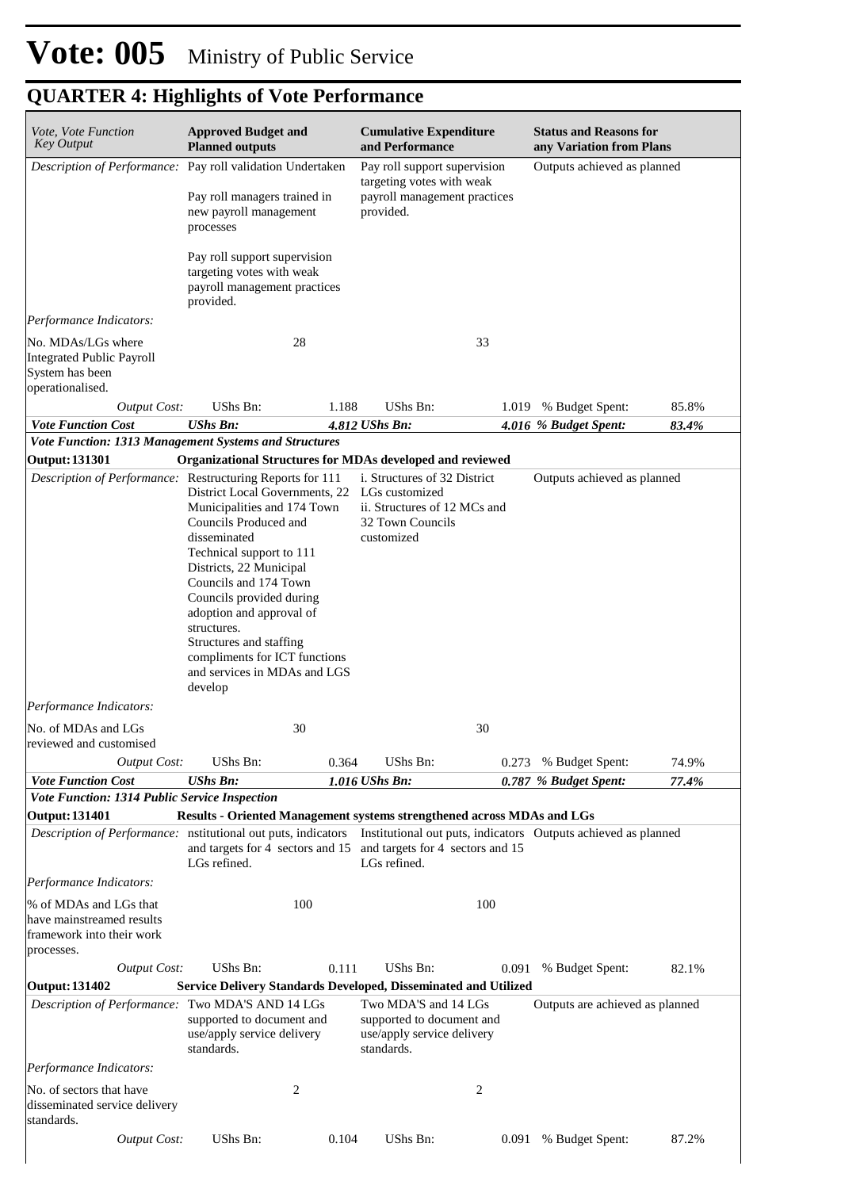# Vote: 005 Ministry of Public Service

## QUARTER 4: Highlights of Vote Performance

| *Vote, Vote Function Key Output* | **Approved Budget and Planned outputs** | | **Cumulative Expenditure and Performance** | | **Status and Reasons for any Variation from Plans** | |
|---|---|---|---|---|---|---|
| *Description of Performance:* | Pay roll validation Undertaken<br><br>Pay roll managers trained in new payroll management processes<br><br>Pay roll support supervision targeting votes with weak payroll management practices provided. | | Pay roll support supervision targeting votes with weak payroll management practices provided. | | Outputs achieved as planned | |
| *Performance Indicators:* | | | | | | |
| No. MDAs/LGs where Integrated Public Payroll System has been operationalised. | | 28 | | 33 | | |
| *Output Cost:* | UShs Bn: | 1.188 | UShs Bn: | 1.019 | % Budget Spent: | 85.8% |
| ***Vote Function Cost*** | ***UShs Bn:*** | ***4.812*** | ***UShs Bn:*** | ***4.016*** | ***% Budget Spent:*** | ***83.4%*** |
| ***Vote Function: 1313 Management Systems and Structures*** | | | | | | |
| **Output: 131301** | **Organizational Structures for MDAs developed and reviewed** | | | | | |
| *Description of Performance:* | Restructuring Reports for 111 District Local Governments, 22 Municipalities and 174 Town Councils Produced and disseminated<br>Technical support to 111 Districts, 22 Municipal Councils and 174 Town Councils provided during adoption and approval of structures.<br>Structures and staffing compliments for ICT functions and services in MDAs and LGS develop | | i. Structures of 32 District LGs customized<br>ii. Structures of 12 MCs and 32 Town Councils customized | | Outputs achieved as planned | |
| *Performance Indicators:* | | | | | | |
| No. of MDAs and LGs reviewed and customised | | 30 | | 30 | | |
| *Output Cost:* | UShs Bn: | 0.364 | UShs Bn: | 0.273 | % Budget Spent: | 74.9% |
| ***Vote Function Cost*** | ***UShs Bn:*** | ***1.016*** | ***UShs Bn:*** | ***0.787*** | ***% Budget Spent:*** | ***77.4%*** |
| ***Vote Function: 1314 Public Service Inspection*** | | | | | | |
| **Output: 131401** | **Results - Oriented Management systems strengthened across MDAs and LGs** | | | | | |
| *Description of Performance:* | nstitutional out puts, indicators and targets for 4 sectors and 15 LGs refined. | | Institutional out puts, indicators and targets for 4 sectors and 15 LGs refined. | | Outputs achieved as planned | |
| *Performance Indicators:* | | | | | | |
| % of MDAs and LGs that have mainstreamed results framework into their work processes. | | 100 | | 100 | | |
| *Output Cost:* | UShs Bn: | 0.111 | UShs Bn: | 0.091 | % Budget Spent: | 82.1% |
| **Output: 131402** | **Service Delivery Standards Developed, Disseminated and Utilized** | | | | | |
| *Description of Performance:* | Two MDA'S AND 14 LGs supported to document and use/apply service delivery standards. | | Two MDA'S and 14 LGs supported to document and use/apply service delivery standards. | | Outputs are achieved as planned | |
| *Performance Indicators:* | | | | | | |
| No. of sectors that have disseminated service delivery standards. | | 2 | | 2 | | |
| *Output Cost:* | UShs Bn: | 0.104 | UShs Bn: | 0.091 | % Budget Spent: | 87.2% |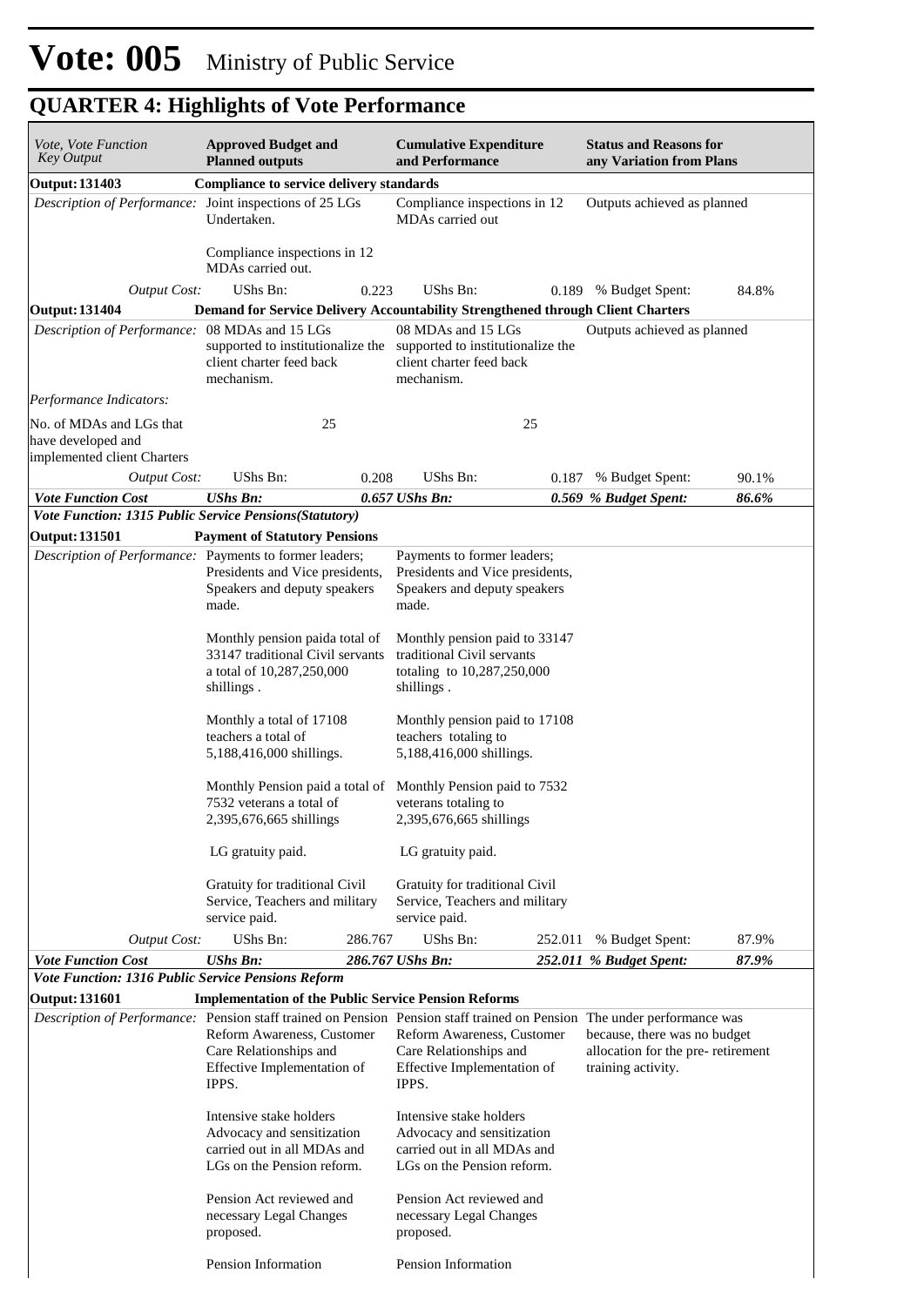# Vote: 005 Ministry of Public Service

## QUARTER 4: Highlights of Vote Performance

| *Vote, Vote Function Key Output* | **Approved Budget and Planned outputs** | | **Cumulative Expenditure and Performance** | | **Status and Reasons for any Variation from Plans** | |
|---|---|---|---|---|---|---|
| **Output: 131403** | **Compliance to service delivery standards** | | | | | |
| *Description of Performance:* | Joint inspections of 25 LGs Undertaken.<br><br>Compliance inspections in 12 MDAs carried out. | | Compliance inspections in 12 MDAs carried out | | Outputs achieved as planned | |
| *Output Cost:* | UShs Bn: | 0.223 | UShs Bn: | 0.189 | % Budget Spent: | 84.8% |
| **Output: 131404** | **Demand for Service Delivery Accountability Strengthened through Client Charters** | | | | | |
| *Description of Performance:* | 08 MDAs and 15 LGs supported to institutionalize the client charter feed back mechanism. | | 08 MDAs and 15 LGs supported to institutionalize the client charter feed back mechanism. | | Outputs achieved as planned | |
| *Performance Indicators:* | | | | | | |
| No. of MDAs and LGs that have developed and implemented client Charters | | 25 | | 25 | | |
| *Output Cost:* | UShs Bn: | 0.208 | UShs Bn: | 0.187 | % Budget Spent: | 90.1% |
| ***Vote Function Cost*** | ***UShs Bn:*** | ***0.657*** | ***UShs Bn:*** | ***0.569*** | ***% Budget Spent:*** | ***86.6%*** |
| ***Vote Function: 1315 Public Service Pensions(Statutory)*** | | | | | | |
| **Output: 131501** | **Payment of Statutory Pensions** | | | | | |
| *Description of Performance:* | Payments to former leaders; Presidents and Vice presidents, Speakers and deputy speakers made.<br><br>Monthly pension paida total of 33147 traditional Civil servants a total of 10,287,250,000 shillings .<br><br>Monthly a total of 17108 teachers a total of 5,188,416,000 shillings.<br><br>Monthly Pension paid a total of 7532 veterans a total of 2,395,676,665 shillings<br><br>LG gratuity paid.<br><br>Gratuity for traditional Civil Service, Teachers and military service paid. | | Payments to former leaders; Presidents and Vice presidents, Speakers and deputy speakers made.<br><br>Monthly pension paid to 33147 traditional Civil servants totaling to 10,287,250,000 shillings .<br><br>Monthly pension paid to 17108 teachers totaling to 5,188,416,000 shillings.<br><br>Monthly Pension paid to 7532 veterans totaling to 2,395,676,665 shillings<br><br>LG gratuity paid.<br><br>Gratuity for traditional Civil Service, Teachers and military service paid. | | | |
| *Output Cost:* | UShs Bn: | 286.767 | UShs Bn: | 252.011 | % Budget Spent: | 87.9% |
| ***Vote Function Cost*** | ***UShs Bn:*** | ***286.767*** | ***UShs Bn:*** | ***252.011*** | ***% Budget Spent:*** | ***87.9%*** |
| ***Vote Function: 1316 Public Service Pensions Reform*** | | | | | | |
| **Output: 131601** | **Implementation of the Public Service Pension Reforms** | | | | | |
| *Description of Performance:* | Pension staff trained on Pension Reform Awareness, Customer Care Relationships and Effective Implementation of IPPS.<br><br>Intensive stake holders Advocacy and sensitization carried out in all MDAs and LGs on the Pension reform.<br><br>Pension Act reviewed and necessary Legal Changes proposed.<br><br>Pension Information | | Pension staff trained on Pension Reform Awareness, Customer Care Relationships and Effective Implementation of IPPS.<br><br>Intensive stake holders Advocacy and sensitization carried out in all MDAs and LGs on the Pension reform.<br><br>Pension Act reviewed and necessary Legal Changes proposed.<br><br>Pension Information | | The under performance was because, there was no budget allocation for the pre- retirement training activity. | |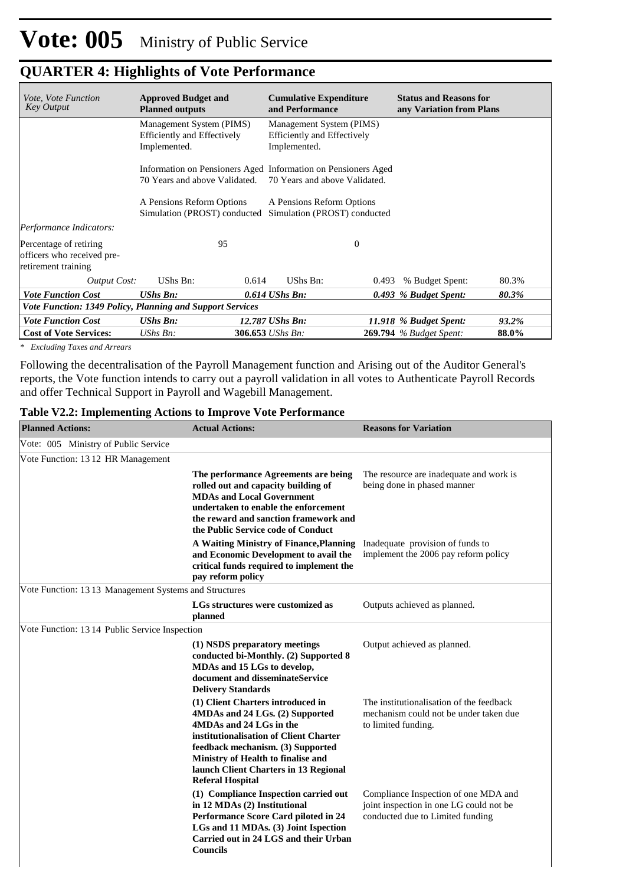# Vote: 005 Ministry of Public Service

## QUARTER 4: Highlights of Vote Performance

| *Vote, Vote Function Key Output* | **Approved Budget and Planned outputs** | | **Cumulative Expenditure and Performance** | | **Status and Reasons for any Variation from Plans** | |
|---|---|---|---|---|---|---|
| | Management System (PIMS) Efficiently and Effectively Implemented.<br><br>Information on Pensioners Aged 70 Years and above Validated.<br><br>A Pensions Reform Options Simulation (PROST) conducted | | Management System (PIMS) Efficiently and Effectively Implemented.<br><br>Information on Pensioners Aged 70 Years and above Validated.<br><br>A Pensions Reform Options Simulation (PROST) conducted | | | |
| *Performance Indicators:* | | | | | | |
| Percentage of retiring officers who received pre-retirement training | | 95 | | 0 | | |
| *Output Cost:* | UShs Bn: | 0.614 | UShs Bn: | 0.493 | % Budget Spent: | 80.3% |
| ***Vote Function Cost*** | ***UShs Bn:*** | ***0.614*** | ***UShs Bn:*** | ***0.493*** | ***% Budget Spent:*** | ***80.3%*** |
| ***Vote Function: 1349 Policy, Planning and Support Services*** | | | | | | |
| ***Vote Function Cost*** | ***UShs Bn:*** | ***12.787*** | ***UShs Bn:*** | ***11.918*** | ***% Budget Spent:*** | ***93.2%*** |
| **Cost of Vote Services:** | *UShs Bn:* | **306.653** | *UShs Bn:* | **269.794** | *% Budget Spent:* | **88.0%** |

*\* Excluding Taxes and Arrears*

Following the decentralisation of the Payroll Management function and Arising out of the Auditor General's reports, the Vote function intends to carry out a payroll validation in all votes to Authenticate Payroll Records and offer Technical Support in Payroll and Wagebill Management.

### Table V2.2: Implementing Actions to Improve Vote Performance

| **Planned Actions:** | **Actual Actions:** | **Reasons for Variation** |
|---|---|---|
| Vote: 005 Ministry of Public Service | | |
| Vote Function: 13 12 HR Management | | |
| | **The performance Agreements are being rolled out and capacity building of MDAs and Local Government undertaken to enable the enforcement the reward and sanction framework and the Public Service code of Conduct** | The resource are inadequate and work is being done in phased manner |
| | **A Waiting Ministry of Finance,Planning and Economic Development to avail the critical funds required to implement the pay reform policy** | Inadequate provision of funds to implement the 2006 pay reform policy |
| Vote Function: 13 13 Management Systems and Structures | | |
| | **LGs structures were customized as planned** | Outputs achieved as planned. |
| Vote Function: 13 14 Public Service Inspection | | |
| | **(1) NSDS preparatory meetings conducted bi-Monthly. (2) Supported 8 MDAs and 15 LGs to develop, document and disseminateService Delivery Standards** | Output achieved as planned. |
| | **(1) Client Charters introduced in 4MDAs and 24 LGs. (2) Supported 4MDAs and 24 LGs in the institutionalisation of Client Charter feedback mechanism. (3) Supported Ministry of Health to finalise and launch Client Charters in 13 Regional Referal Hospital** | The institutionalisation of the feedback mechanism could not be under taken due to limited funding. |
| | **(1) Compliance Inspection carried out in 12 MDAs (2) Institutional Performance Score Card piloted in 24 LGs and 11 MDAs. (3) Joint Ispection Carried out in 24 LGS and their Urban Councils** | Compliance Inspection of one MDA and joint inspection in one LG could not be conducted due to Limited funding |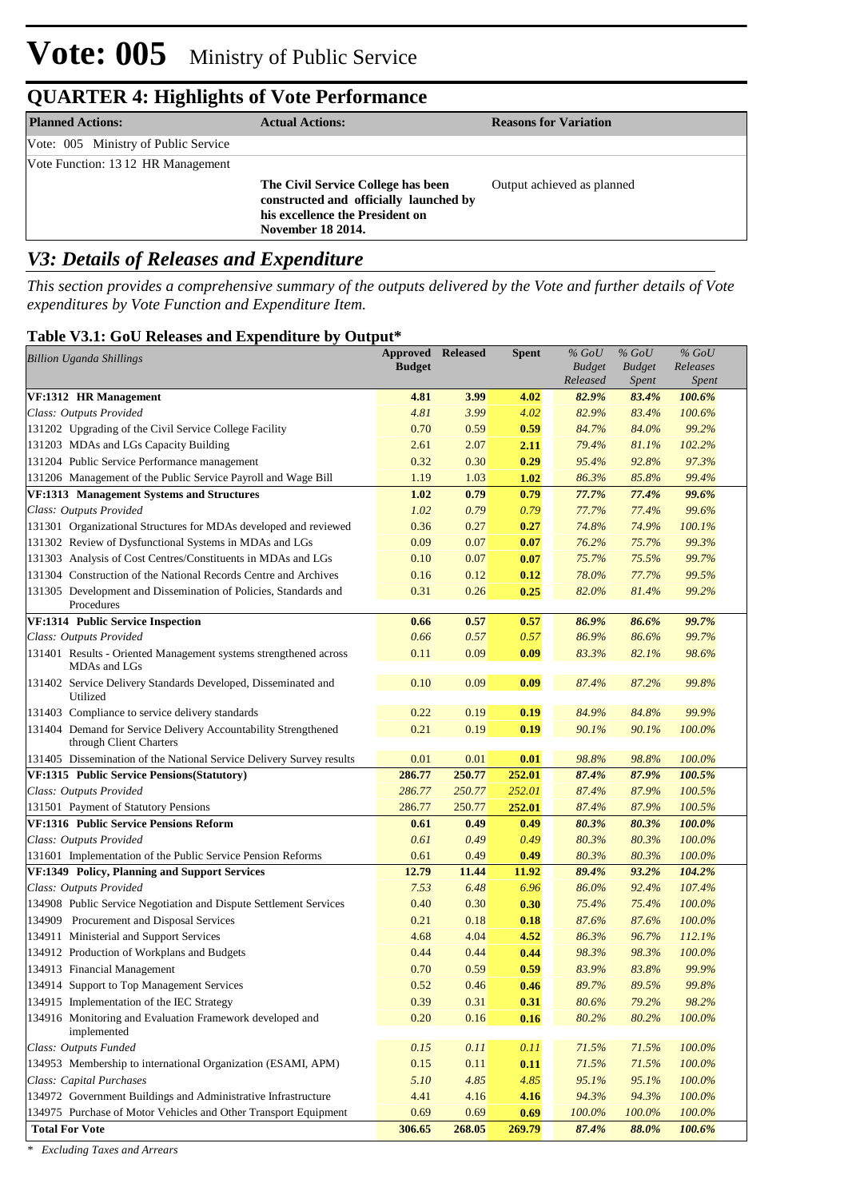# Vote: 005 Ministry of Public Service

## QUARTER 4: Highlights of Vote Performance

| Planned Actions: | Actual Actions: | Reasons for Variation |
|---|---|---|
| Vote: 005 Ministry of Public Service | | |
| Vote Function: 13 12 HR Management | | |
| | **The Civil Service College has been constructed and officially launched by his excellence the President on November 18 2014.** | Output achieved as planned |

## *V3: Details of Releases and Expenditure*

*This section provides a comprehensive summary of the outputs delivered by the Vote and further details of Vote expenditures by Vote Function and Expenditure Item.*

### Table V3.1: GoU Releases and Expenditure by Output*

| *Billion Uganda Shillings* | Approved Budget | Released | Spent | *% GoU Budget Released* | *% GoU Budget Spent* | *% GoU Releases Spent* |
|---|---|---|---|---|---|---|
| **VF:1312 HR Management** | **4.81** | **3.99** | **4.02** | ***82.9%*** | ***83.4%*** | ***100.6%*** |
| *Class: Outputs Provided* | *4.81* | *3.99* | *4.02* | *82.9%* | *83.4%* | *100.6%* |
| 131202 Upgrading of the Civil Service College Facility | 0.70 | 0.59 | **0.59** | *84.7%* | *84.0%* | *99.2%* |
| 131203 MDAs and LGs Capacity Building | 2.61 | 2.07 | **2.11** | *79.4%* | *81.1%* | *102.2%* |
| 131204 Public Service Performance management | 0.32 | 0.30 | **0.29** | *95.4%* | *92.8%* | *97.3%* |
| 131206 Management of the Public Service Payroll and Wage Bill | 1.19 | 1.03 | **1.02** | *86.3%* | *85.8%* | *99.4%* |
| **VF:1313 Management Systems and Structures** | **1.02** | **0.79** | **0.79** | ***77.7%*** | ***77.4%*** | ***99.6%*** |
| *Class: Outputs Provided* | *1.02* | *0.79* | *0.79* | *77.7%* | *77.4%* | *99.6%* |
| 131301 Organizational Structures for MDAs developed and reviewed | 0.36 | 0.27 | **0.27** | *74.8%* | *74.9%* | *100.1%* |
| 131302 Review of Dysfunctional Systems in MDAs and LGs | 0.09 | 0.07 | **0.07** | *76.2%* | *75.7%* | *99.3%* |
| 131303 Analysis of Cost Centres/Constituents in MDAs and LGs | 0.10 | 0.07 | **0.07** | *75.7%* | *75.5%* | *99.7%* |
| 131304 Construction of the National Records Centre and Archives | 0.16 | 0.12 | **0.12** | *78.0%* | *77.7%* | *99.5%* |
| 131305 Development and Dissemination of Policies, Standards and Procedures | 0.31 | 0.26 | **0.25** | *82.0%* | *81.4%* | *99.2%* |
| **VF:1314 Public Service Inspection** | **0.66** | **0.57** | **0.57** | ***86.9%*** | ***86.6%*** | ***99.7%*** |
| *Class: Outputs Provided* | *0.66* | *0.57* | *0.57* | *86.9%* | *86.6%* | *99.7%* |
| 131401 Results - Oriented Management systems strengthened across MDAs and LGs | 0.11 | 0.09 | **0.09** | *83.3%* | *82.1%* | *98.6%* |
| 131402 Service Delivery Standards Developed, Disseminated and Utilized | 0.10 | 0.09 | **0.09** | *87.4%* | *87.2%* | *99.8%* |
| 131403 Compliance to service delivery standards | 0.22 | 0.19 | **0.19** | *84.9%* | *84.8%* | *99.9%* |
| 131404 Demand for Service Delivery Accountability Strengthened through Client Charters | 0.21 | 0.19 | **0.19** | *90.1%* | *90.1%* | *100.0%* |
| 131405 Dissemination of the National Service Delivery Survey results | 0.01 | 0.01 | **0.01** | *98.8%* | *98.8%* | *100.0%* |
| **VF:1315 Public Service Pensions(Statutory)** | **286.77** | **250.77** | **252.01** | ***87.4%*** | ***87.9%*** | ***100.5%*** |
| *Class: Outputs Provided* | *286.77* | *250.77* | *252.01* | *87.4%* | *87.9%* | *100.5%* |
| 131501 Payment of Statutory Pensions | 286.77 | 250.77 | **252.01** | *87.4%* | *87.9%* | *100.5%* |
| **VF:1316 Public Service Pensions Reform** | **0.61** | **0.49** | **0.49** | ***80.3%*** | ***80.3%*** | ***100.0%*** |
| *Class: Outputs Provided* | *0.61* | *0.49* | *0.49* | *80.3%* | *80.3%* | *100.0%* |
| 131601 Implementation of the Public Service Pension Reforms | 0.61 | 0.49 | **0.49** | *80.3%* | *80.3%* | *100.0%* |
| **VF:1349 Policy, Planning and Support Services** | **12.79** | **11.44** | **11.92** | ***89.4%*** | ***93.2%*** | ***104.2%*** |
| *Class: Outputs Provided* | *7.53* | *6.48* | *6.96* | *86.0%* | *92.4%* | *107.4%* |
| 134908 Public Service Negotiation and Dispute Settlement Services | 0.40 | 0.30 | **0.30** | *75.4%* | *75.4%* | *100.0%* |
| 134909 Procurement and Disposal Services | 0.21 | 0.18 | **0.18** | *87.6%* | *87.6%* | *100.0%* |
| 134911 Ministerial and Support Services | 4.68 | 4.04 | **4.52** | *86.3%* | *96.7%* | *112.1%* |
| 134912 Production of Workplans and Budgets | 0.44 | 0.44 | **0.44** | *98.3%* | *98.3%* | *100.0%* |
| 134913 Financial Management | 0.70 | 0.59 | **0.59** | *83.9%* | *83.8%* | *99.9%* |
| 134914 Support to Top Management Services | 0.52 | 0.46 | **0.46** | *89.7%* | *89.5%* | *99.8%* |
| 134915 Implementation of the IEC Strategy | 0.39 | 0.31 | **0.31** | *80.6%* | *79.2%* | *98.2%* |
| 134916 Monitoring and Evaluation Framework developed and implemented | 0.20 | 0.16 | **0.16** | *80.2%* | *80.2%* | *100.0%* |
| *Class: Outputs Funded* | *0.15* | *0.11* | *0.11* | *71.5%* | *71.5%* | *100.0%* |
| 134953 Membership to international Organization (ESAMI, APM) | 0.15 | 0.11 | **0.11** | *71.5%* | *71.5%* | *100.0%* |
| *Class: Capital Purchases* | *5.10* | *4.85* | *4.85* | *95.1%* | *95.1%* | *100.0%* |
| 134972 Government Buildings and Administrative Infrastructure | 4.41 | 4.16 | **4.16** | *94.3%* | *94.3%* | *100.0%* |
| 134975 Purchase of Motor Vehicles and Other Transport Equipment | 0.69 | 0.69 | **0.69** | *100.0%* | *100.0%* | *100.0%* |
| **Total For Vote** | **306.65** | **268.05** | **269.79** | ***87.4%*** | ***88.0%*** | ***100.6%*** |

*\* Excluding Taxes and Arrears*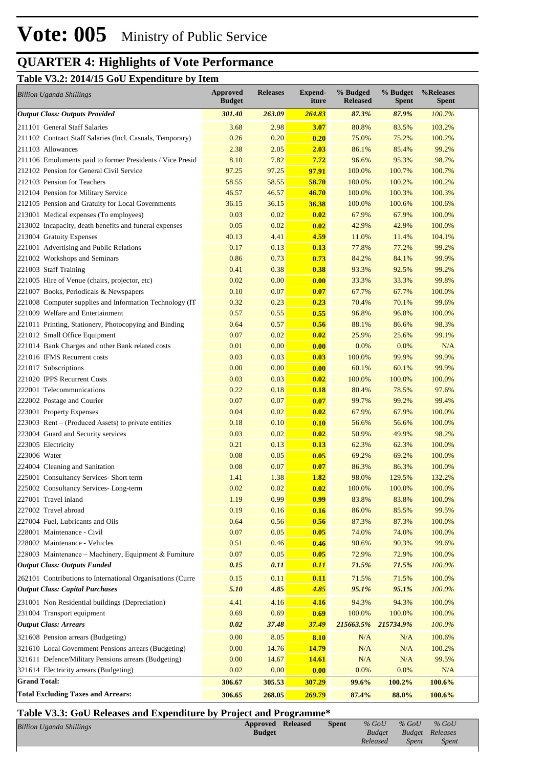# Vote: 005 Ministry of Public Service

## QUARTER 4: Highlights of Vote Performance

### Table V3.2: 2014/15 GoU Expenditure by Item

| *Billion Uganda Shillings* | Approved Budget | Releases | Expend-iture | % Budged Released | % Budget Spent | %Releases Spent |
|---|---|---|---|---|---|---|
| ***Output Class: Outputs Provided*** | ***301.40*** | ***263.09*** | ***264.83*** | ***87.3%*** | ***87.9%*** | ***100.7%*** |
| 211101 General Staff Salaries | 3.68 | 2.98 | **3.07** | 80.8% | 83.5% | 103.2% |
| 211102 Contract Staff Salaries (Incl. Casuals, Temporary) | 0.26 | 0.20 | **0.20** | 75.0% | 75.2% | 100.2% |
| 211103 Allowances | 2.38 | 2.05 | **2.03** | 86.1% | 85.4% | 99.2% |
| 211106 Emoluments paid to former Presidents / Vice Presid | 8.10 | 7.82 | **7.72** | 96.6% | 95.3% | 98.7% |
| 212102 Pension for General Civil Service | 97.25 | 97.25 | **97.91** | 100.0% | 100.7% | 100.7% |
| 212103 Pension for Teachers | 58.55 | 58.55 | **58.70** | 100.0% | 100.2% | 100.2% |
| 212104 Pension for Military Service | 46.57 | 46.57 | **46.70** | 100.0% | 100.3% | 100.3% |
| 212105 Pension and Gratuity for Local Governments | 36.15 | 36.15 | **36.38** | 100.0% | 100.6% | 100.6% |
| 213001 Medical expenses (To employees) | 0.03 | 0.02 | **0.02** | 67.9% | 67.9% | 100.0% |
| 213002 Incapacity, death benefits and funeral expenses | 0.05 | 0.02 | **0.02** | 42.9% | 42.9% | 100.0% |
| 213004 Gratuity Expenses | 40.13 | 4.41 | **4.59** | 11.0% | 11.4% | 104.1% |
| 221001 Advertising and Public Relations | 0.17 | 0.13 | **0.13** | 77.8% | 77.2% | 99.2% |
| 221002 Workshops and Seminars | 0.86 | 0.73 | **0.73** | 84.2% | 84.1% | 99.9% |
| 221003 Staff Training | 0.41 | 0.38 | **0.38** | 93.3% | 92.5% | 99.2% |
| 221005 Hire of Venue (chairs, projector, etc) | 0.02 | 0.00 | **0.00** | 33.3% | 33.3% | 99.8% |
| 221007 Books, Periodicals & Newspapers | 0.10 | 0.07 | **0.07** | 67.7% | 67.7% | 100.0% |
| 221008 Computer supplies and Information Technology (IT | 0.32 | 0.23 | **0.23** | 70.4% | 70.1% | 99.6% |
| 221009 Welfare and Entertainment | 0.57 | 0.55 | **0.55** | 96.8% | 96.8% | 100.0% |
| 221011 Printing, Stationery, Photocopying and Binding | 0.64 | 0.57 | **0.56** | 88.1% | 86.6% | 98.3% |
| 221012 Small Office Equipment | 0.07 | 0.02 | **0.02** | 25.9% | 25.6% | 99.1% |
| 221014 Bank Charges and other Bank related costs | 0.01 | 0.00 | **0.00** | 0.0% | 0.0% | N/A |
| 221016 IFMS Recurrent costs | 0.03 | 0.03 | **0.03** | 100.0% | 99.9% | 99.9% |
| 221017 Subscriptions | 0.00 | 0.00 | **0.00** | 60.1% | 60.1% | 99.9% |
| 221020 IPPS Recurrent Costs | 0.03 | 0.03 | **0.02** | 100.0% | 100.0% | 100.0% |
| 222001 Telecommunications | 0.22 | 0.18 | **0.18** | 80.4% | 78.5% | 97.6% |
| 222002 Postage and Courier | 0.07 | 0.07 | **0.07** | 99.7% | 99.2% | 99.4% |
| 223001 Property Expenses | 0.04 | 0.02 | **0.02** | 67.9% | 67.9% | 100.0% |
| 223003 Rent – (Produced Assets) to private entities | 0.18 | 0.10 | **0.10** | 56.6% | 56.6% | 100.0% |
| 223004 Guard and Security services | 0.03 | 0.02 | **0.02** | 50.9% | 49.9% | 98.2% |
| 223005 Electricity | 0.21 | 0.13 | **0.13** | 62.3% | 62.3% | 100.0% |
| 223006 Water | 0.08 | 0.05 | **0.05** | 69.2% | 69.2% | 100.0% |
| 224004 Cleaning and Sanitation | 0.08 | 0.07 | **0.07** | 86.3% | 86.3% | 100.0% |
| 225001 Consultancy Services- Short term | 1.41 | 1.38 | **1.82** | 98.0% | 129.5% | 132.2% |
| 225002 Consultancy Services- Long-term | 0.02 | 0.02 | **0.02** | 100.0% | 100.0% | 100.0% |
| 227001 Travel inland | 1.19 | 0.99 | **0.99** | 83.8% | 83.8% | 100.0% |
| 227002 Travel abroad | 0.19 | 0.16 | **0.16** | 86.0% | 85.5% | 99.5% |
| 227004 Fuel, Lubricants and Oils | 0.64 | 0.56 | **0.56** | 87.3% | 87.3% | 100.0% |
| 228001 Maintenance - Civil | 0.07 | 0.05 | **0.05** | 74.0% | 74.0% | 100.0% |
| 228002 Maintenance - Vehicles | 0.51 | 0.46 | **0.46** | 90.6% | 90.3% | 99.6% |
| 228003 Maintenance – Machinery, Equipment & Furniture | 0.07 | 0.05 | **0.05** | 72.9% | 72.9% | 100.0% |
| ***Output Class: Outputs Funded*** | ***0.15*** | ***0.11*** | ***0.11*** | ***71.5%*** | ***71.5%*** | ***100.0%*** |
| 262101 Contributions to International Organisations (Curre | 0.15 | 0.11 | **0.11** | 71.5% | 71.5% | 100.0% |
| ***Output Class: Capital Purchases*** | ***5.10*** | ***4.85*** | ***4.85*** | ***95.1%*** | ***95.1%*** | ***100.0%*** |
| 231001 Non Residential buildings (Depreciation) | 4.41 | 4.16 | **4.16** | 94.3% | 94.3% | 100.0% |
| 231004 Transport equipment | 0.69 | 0.69 | **0.69** | 100.0% | 100.0% | 100.0% |
| ***Output Class: Arrears*** | ***0.02*** | ***37.48*** | ***37.49*** | ***215663.5%*** | ***215734.9%*** | ***100.0%*** |
| 321608 Pension arrears (Budgeting) | 0.00 | 8.05 | **8.10** | N/A | N/A | 100.6% |
| 321610 Local Government Pensions arrears (Budgeting) | 0.00 | 14.76 | **14.79** | N/A | N/A | 100.2% |
| 321611 Defence/Military Pensions arrears (Budgeting) | 0.00 | 14.67 | **14.61** | N/A | N/A | 99.5% |
| 321614 Electricity arrears (Budgeting) | 0.02 | 0.00 | **0.00** | 0.0% | 0.0% | N/A |
| **Grand Total:** | **306.67** | **305.53** | **307.29** | **99.6%** | **100.2%** | **100.6%** |
| **Total Excluding Taxes and Arrears:** | **306.65** | **268.05** | **269.79** | **87.4%** | **88.0%** | **100.6%** |

### Table V3.3: GoU Releases and Expenditure by Project and Programme*

| *Billion Uganda Shillings* | Approved Budget | Released | Spent | *% GoU Budget Released* | *% GoU Budget Spent* | *% GoU Releases Spent* |
|---|---|---|---|---|---|---|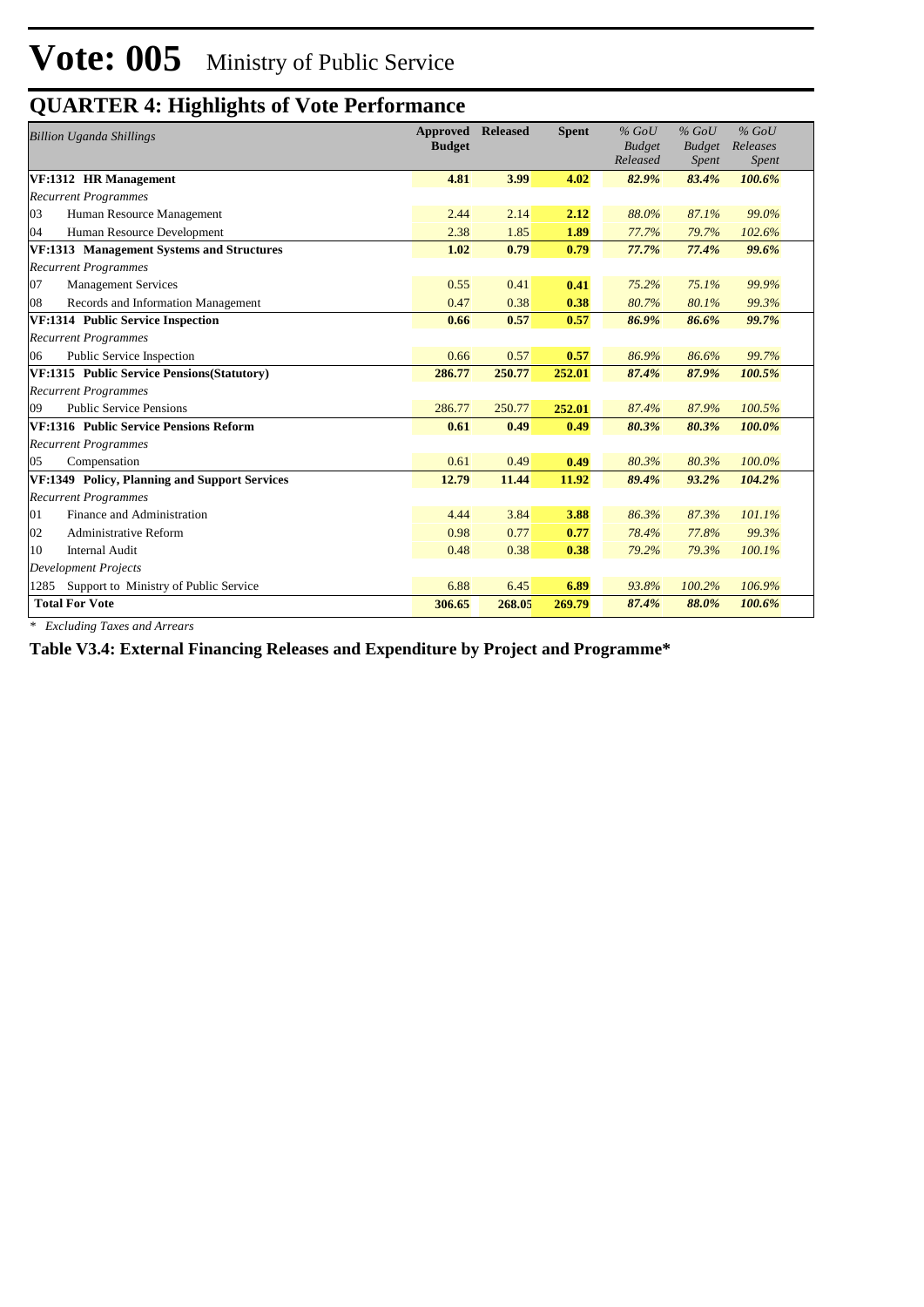# Vote: 005 Ministry of Public Service

## QUARTER 4: Highlights of Vote Performance

| *Billion Uganda Shillings* | Approved Budget | Released | Spent | *% GoU Budget Released* | *% GoU Budget Spent* | *% GoU Releases Spent* |
|---|---|---|---|---|---|---|
| **VF:1312 HR Management** | **4.81** | **3.99** | **4.02** | ***82.9%*** | ***83.4%*** | ***100.6%*** |
| *Recurrent Programmes* | | | | | | |
| 03 Human Resource Management | 2.44 | 2.14 | **2.12** | *88.0%* | *87.1%* | *99.0%* |
| 04 Human Resource Development | 2.38 | 1.85 | **1.89** | *77.7%* | *79.7%* | *102.6%* |
| **VF:1313 Management Systems and Structures** | **1.02** | **0.79** | **0.79** | ***77.7%*** | ***77.4%*** | ***99.6%*** |
| *Recurrent Programmes* | | | | | | |
| 07 Management Services | 0.55 | 0.41 | **0.41** | *75.2%* | *75.1%* | *99.9%* |
| 08 Records and Information Management | 0.47 | 0.38 | **0.38** | *80.7%* | *80.1%* | *99.3%* |
| **VF:1314 Public Service Inspection** | **0.66** | **0.57** | **0.57** | ***86.9%*** | ***86.6%*** | ***99.7%*** |
| *Recurrent Programmes* | | | | | | |
| 06 Public Service Inspection | 0.66 | 0.57 | **0.57** | *86.9%* | *86.6%* | *99.7%* |
| **VF:1315 Public Service Pensions(Statutory)** | **286.77** | **250.77** | **252.01** | ***87.4%*** | ***87.9%*** | ***100.5%*** |
| *Recurrent Programmes* | | | | | | |
| 09 Public Service Pensions | 286.77 | 250.77 | **252.01** | *87.4%* | *87.9%* | *100.5%* |
| **VF:1316 Public Service Pensions Reform** | **0.61** | **0.49** | **0.49** | ***80.3%*** | ***80.3%*** | ***100.0%*** |
| *Recurrent Programmes* | | | | | | |
| 05 Compensation | 0.61 | 0.49 | **0.49** | *80.3%* | *80.3%* | *100.0%* |
| **VF:1349 Policy, Planning and Support Services** | **12.79** | **11.44** | **11.92** | ***89.4%*** | ***93.2%*** | ***104.2%*** |
| *Recurrent Programmes* | | | | | | |
| 01 Finance and Administration | 4.44 | 3.84 | **3.88** | *86.3%* | *87.3%* | *101.1%* |
| 02 Administrative Reform | 0.98 | 0.77 | **0.77** | *78.4%* | *77.8%* | *99.3%* |
| 10 Internal Audit | 0.48 | 0.38 | **0.38** | *79.2%* | *79.3%* | *100.1%* |
| *Development Projects* | | | | | | |
| 1285 Support to Ministry of Public Service | 6.88 | 6.45 | **6.89** | *93.8%* | *100.2%* | *106.9%* |
| **Total For Vote** | **306.65** | **268.05** | **269.79** | ***87.4%*** | ***88.0%*** | ***100.6%*** |

*\* Excluding Taxes and Arrears*

**Table V3.4: External Financing Releases and Expenditure by Project and Programme\***